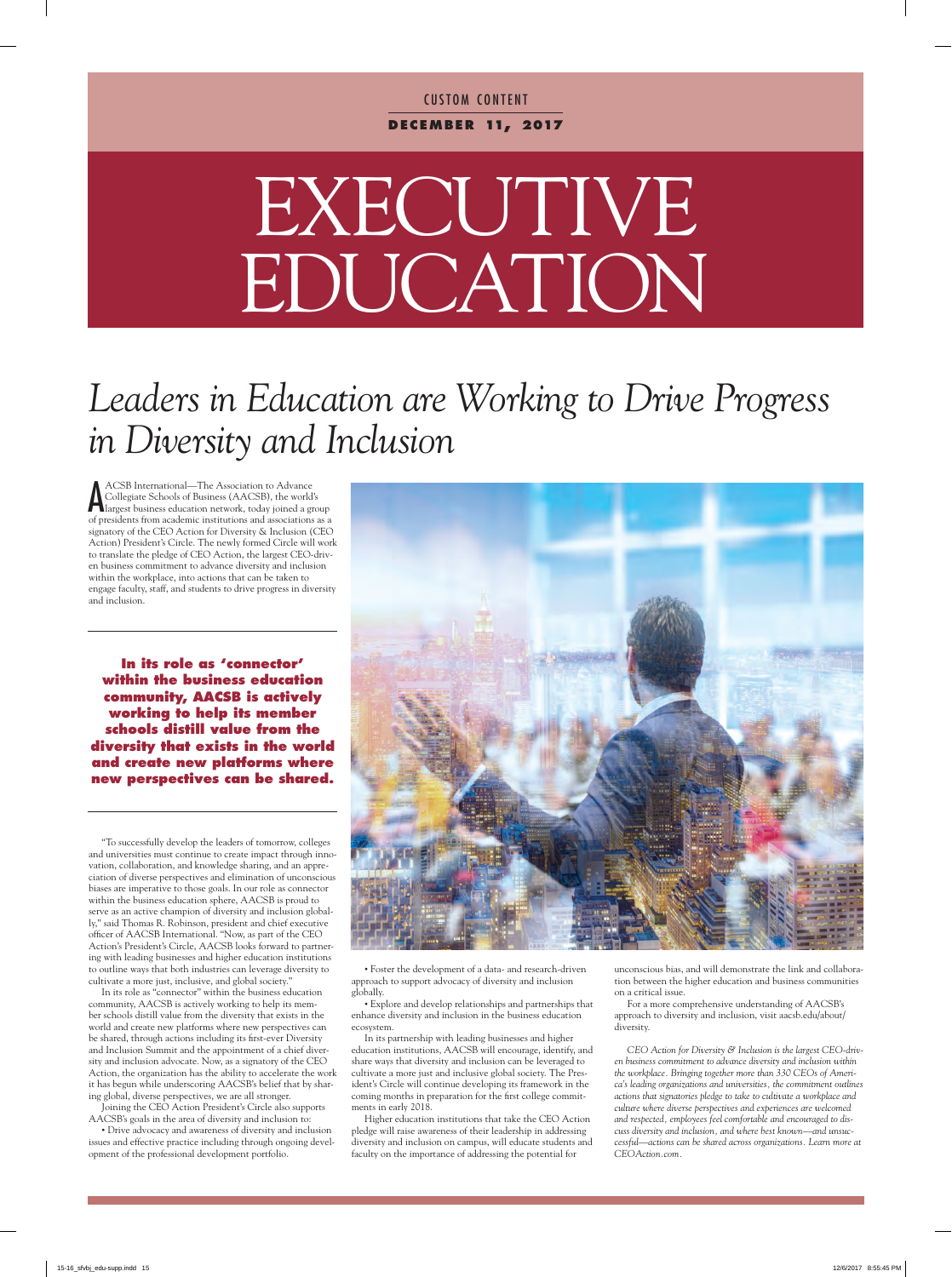CUSTOM CONTENT

**DECEMBER 11, 2017**

# EXECUTIVE EDUCATION

## *Leaders in Education are Working to Drive Progress in Diversity and Inclusion*

AACSB International—The Association to Advance Collegiate Schools of Business (AACSB), the world's largest business education network, today joined a group of presidents from academic institutions and associations as a signatory of the CEO Action for Diversity & Inclusion (CEO Action) President's Circle. The newly formed Circle will work to translate the pledge of CEO Action, the largest CEO-driven business commitment to advance diversity and inclusion within the workplace, into actions that can be taken to engage faculty, staff, and students to drive progress in diversity and inclusion.

**In its role as 'connector' within the business education community, AACSB is actively working to help its member schools distill value from the diversity that exists in the world and create new platforms where new perspectives can be shared.**

"To successfully develop the leaders of tomorrow, colleges and universities must continue to create impact through innovation, collaboration, and knowledge sharing, and an appreciation of diverse perspectives and elimination of unconscious biases are imperative to those goals. In our role as connector within the business education sphere, AACSB is proud to serve as an active champion of diversity and inclusion globally," said Thomas R. Robinson, president and chief executive officer of AACSB International. "Now, as part of the CEO Action's President's Circle, AACSB looks forward to partnering with leading businesses and higher education institutions to outline ways that both industries can leverage diversity to cultivate a more just, inclusive, and global society."

In its role as "connector" within the business education community, AACSB is actively working to help its member schools distill value from the diversity that exists in the world and create new platforms where new perspectives can be shared, through actions including its first-ever Diversity and Inclusion Summit and the appointment of a chief diversity and inclusion advocate. Now, as a signatory of the CEO Action, the organization has the ability to accelerate the work it has begun while underscoring AACSB's belief that by sharing global, diverse perspectives, we are all stronger.

Joining the CEO Action President's Circle also supports AACSB's goals in the area of diversity and inclusion to:

- Drive advocacy and awareness of diversity and inclusion issues and effective practice including through ongoing development of the professional development portfolio.
- Foster the development of a data- and research-driven approach to support advocacy of diversity and inclusion globally.
- Explore and develop relationships and partnerships that enhance diversity and inclusion in the business education ecosystem.

In its partnership with leading businesses and higher education institutions, AACSB will encourage, identify, and share ways that diversity and inclusion can be leveraged to cultivate a more just and inclusive global society. The President's Circle will continue developing its framework in the coming months in preparation for the first college commitments in early 2018.

Higher education institutions that take the CEO Action pledge will raise awareness of their leadership in addressing diversity and inclusion on campus, will educate students and faculty on the importance of addressing the potential for unconscious bias, and will demonstrate the link and collaboration between the higher education and business communities on a critical issue.

For a more comprehensive understanding of AACSB's approach to diversity and inclusion, visit aacsb.edu/about/diversity.

*CEO Action for Diversity & Inclusion is the largest CEO-driven business commitment to advance diversity and inclusion within the workplace. Bringing together more than 330 CEOs of America's leading organizations and universities, the commitment outlines actions that signatories pledge to take to cultivate a workplace and culture where diverse perspectives and experiences are welcomed and respected, employees feel comfortable and encouraged to discuss diversity and inclusion, and where best known—and unsuccessful—actions can be shared across organizations. Learn more at CEOAction.com.*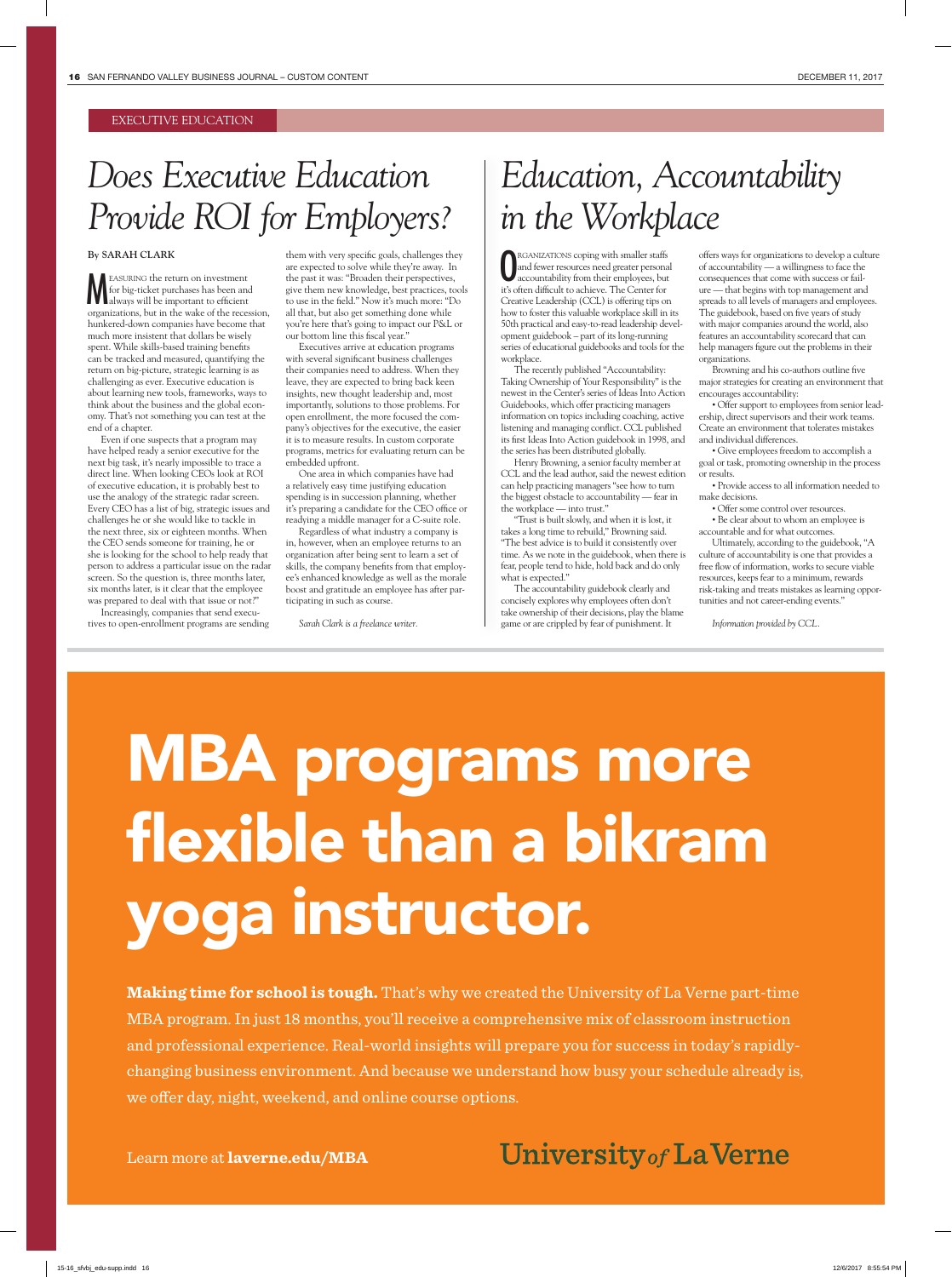EXECUTIVE EDUCATION

# Does Executive Education Provide ROI for Employers?

By SARAH CLARK

Measuring the return on investment for big-ticket purchases has been and always will be important to efficient organizations, but in the wake of the recession, hunkered-down companies have become that much more insistent that dollars be wisely spent. While skills-based training benefits can be tracked and measured, quantifying the return on big-picture, strategic learning is as challenging as ever. Executive education is about learning new tools, frameworks, ways to think about the business and the global economy. That's not something you can test at the end of a chapter.

Even if one suspects that a program may have helped ready a senior executive for the next big task, it's nearly impossible to trace a direct line. When looking CEOs look at ROI of executive education, it is probably best to use the analogy of the strategic radar screen. Every CEO has a list of big, strategic issues and challenges he or she would like to tackle in the next three, six or eighteen months. When the CEO sends someone for training, he or she is looking for the school to help ready that person to address a particular issue on the radar screen. So the question is, three months later, six months later, is it clear that the employee was prepared to deal with that issue or not?"

Increasingly, companies that send executives to open-enrollment programs are sending them with very specific goals, challenges they are expected to solve while they're away. In the past it was: "Broaden their perspectives, give them new knowledge, best practices, tools to use in the field." Now it's much more: "Do all that, but also get something done while you're here that's going to impact our P&L or our bottom line this fiscal year."

Executives arrive at education programs with several significant business challenges their companies need to address. When they leave, they are expected to bring back keen insights, new thought leadership and, most importantly, solutions to those problems. For open enrollment, the more focused the company's objectives for the executive, the easier it is to measure results. In custom corporate programs, metrics for evaluating return can be embedded upfront.

One area in which companies have had a relatively easy time justifying education spending is in succession planning, whether it's preparing a candidate for the CEO office or readying a middle manager for a C-suite role.

Regardless of what industry a company is in, however, when an employee returns to an organization after being sent to learn a set of skills, the company benefits from that employee's enhanced knowledge as well as the morale boost and gratitude an employee has after participating in such as course.

*Sarah Clark is a freelance writer.*

# Education, Accountability in the Workplace

Organizations coping with smaller staffs and fewer resources need greater personal accountability from their employees, but it's often difficult to achieve. The Center for Creative Leadership (CCL) is offering tips on how to foster this valuable workplace skill in its 50th practical and easy-to-read leadership development guidebook – part of its long-running series of educational guidebooks and tools for the workplace.

The recently published "Accountability: Taking Ownership of Your Responsibility" is the newest in the Center's series of Ideas Into Action Guidebooks, which offer practicing managers information on topics including coaching, active listening and managing conflict. CCL published its first Ideas Into Action guidebook in 1998, and the series has been distributed globally.

Henry Browning, a senior faculty member at CCL and the lead author, said the newest edition can help practicing managers "see how to turn the biggest obstacle to accountability — fear in the workplace — into trust."

"Trust is built slowly, and when it is lost, it takes a long time to rebuild," Browning said. "The best advice is to build it consistently over time. As we note in the guidebook, when there is fear, people tend to hide, hold back and do only what is expected."

The accountability guidebook clearly and concisely explores why employees often don't take ownership of their decisions, play the blame game or are crippled by fear of punishment. It offers ways for organizations to develop a culture of accountability — a willingness to face the consequences that come with success or failure — that begins with top management and spreads to all levels of managers and employees. The guidebook, based on five years of study with major companies around the world, also features an accountability scorecard that can help managers figure out the problems in their organizations.

Browning and his co-authors outline five major strategies for creating an environment that encourages accountability:

- Offer support to employees from senior leadership, direct supervisors and their work teams. Create an environment that tolerates mistakes and individual differences.
- Give employees freedom to accomplish a goal or task, promoting ownership in the process or results.
- Provide access to all information needed to make decisions.
- Offer some control over resources.
- Be clear about to whom an employee is accountable and for what outcomes.

Ultimately, according to the guidebook, "A culture of accountability is one that provides a free flow of information, works to secure viable resources, keeps fear to a minimum, rewards risk-taking and treats mistakes as learning opportunities and not career-ending events."

*Information provided by CCL.*

# MBA programs more flexible than a bikram yoga instructor.

**Making time for school is tough.** That's why we created the University of La Verne part-time MBA program. In just 18 months, you'll receive a comprehensive mix of classroom instruction and professional experience. Real-world insights will prepare you for success in today's rapidly-changing business environment. And because we understand how busy your schedule already is, we offer day, night, weekend, and online course options.

Learn more at **laverne.edu/MBA**

University of La Verne